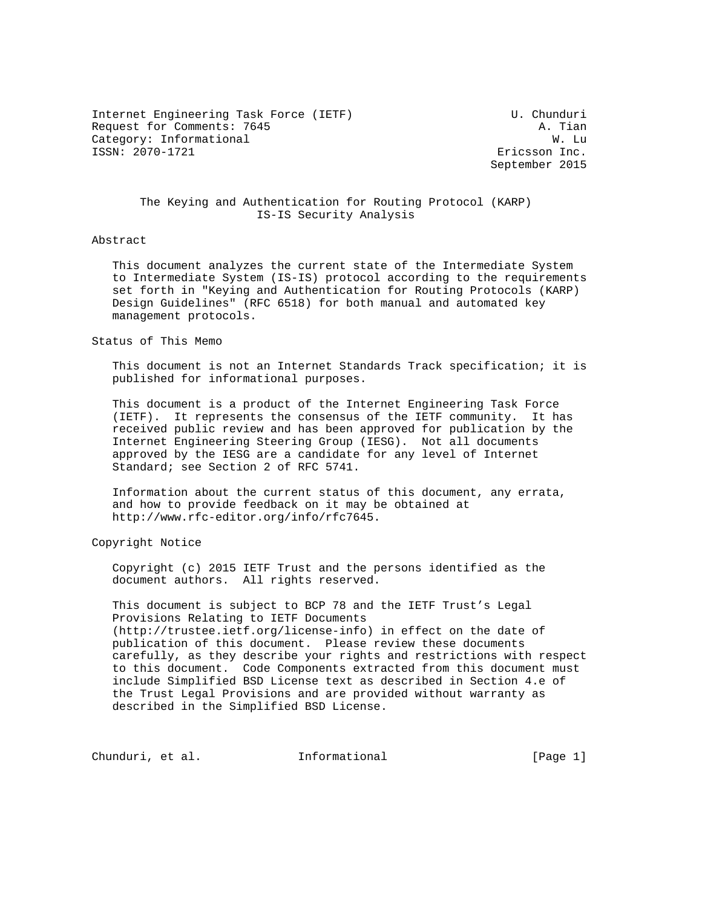Internet Engineering Task Force (IETF) — U. Chunduri
Request for Comments: 7645 — A. Tian
Category: Informational — W. Lu
ISSN: 2070-1721 — Ericsson Inc.
September 2015

# The Keying and Authentication for Routing Protocol (KARP) IS-IS Security Analysis

## Abstract

This document analyzes the current state of the Intermediate System to Intermediate System (IS-IS) protocol according to the requirements set forth in "Keying and Authentication for Routing Protocols (KARP) Design Guidelines" (RFC 6518) for both manual and automated key management protocols.

## Status of This Memo

This document is not an Internet Standards Track specification; it is published for informational purposes.

This document is a product of the Internet Engineering Task Force (IETF). It represents the consensus of the IETF community. It has received public review and has been approved for publication by the Internet Engineering Steering Group (IESG). Not all documents approved by the IESG are a candidate for any level of Internet Standard; see Section 2 of RFC 5741.

Information about the current status of this document, any errata, and how to provide feedback on it may be obtained at http://www.rfc-editor.org/info/rfc7645.

## Copyright Notice

Copyright (c) 2015 IETF Trust and the persons identified as the document authors. All rights reserved.

This document is subject to BCP 78 and the IETF Trust's Legal Provisions Relating to IETF Documents (http://trustee.ietf.org/license-info) in effect on the date of publication of this document. Please review these documents carefully, as they describe your rights and restrictions with respect to this document. Code Components extracted from this document must include Simplified BSD License text as described in Section 4.e of the Trust Legal Provisions and are provided without warranty as described in the Simplified BSD License.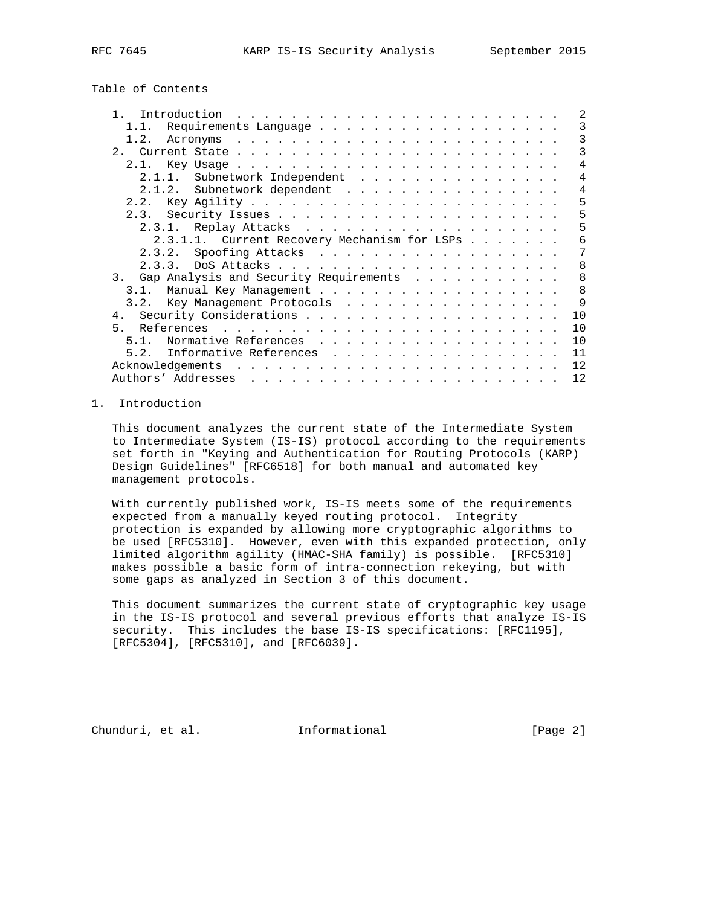Table of Contents

```
   1.  Introduction . . . . . . . . . . . . . . . . . . . . . . . .   2
     1.1.  Requirements Language . . . . . . . . . . . . . . . . . .   3
     1.2.  Acronyms  . . . . . . . . . . . . . . . . . . . . . . . .   3
   2.  Current State . . . . . . . . . . . . . . . . . . . . . . . .   3
     2.1.  Key Usage . . . . . . . . . . . . . . . . . . . . . . . .   4
       2.1.1.  Subnetwork Independent  . . . . . . . . . . . . . . .   4
       2.1.2.  Subnetwork dependent  . . . . . . . . . . . . . . . .   4
     2.2.  Key Agility . . . . . . . . . . . . . . . . . . . . . . .   5
     2.3.  Security Issues . . . . . . . . . . . . . . . . . . . . .   5
       2.3.1.  Replay Attacks  . . . . . . . . . . . . . . . . . . .   5
         2.3.1.1.  Current Recovery Mechanism for LSPs . . . . . . .   6
       2.3.2.  Spoofing Attacks  . . . . . . . . . . . . . . . . . .   7
       2.3.3.  DoS Attacks . . . . . . . . . . . . . . . . . . . . .   8
   3.  Gap Analysis and Security Requirements  . . . . . . . . . . .   8
     3.1.  Manual Key Management . . . . . . . . . . . . . . . . . .   8
     3.2.  Key Management Protocols  . . . . . . . . . . . . . . . .   9
   4.  Security Considerations . . . . . . . . . . . . . . . . . . .  10
   5.  References  . . . . . . . . . . . . . . . . . . . . . . . . .  10
     5.1.  Normative References  . . . . . . . . . . . . . . . . . .  10
     5.2.  Informative References  . . . . . . . . . . . . . . . . .  11
   Acknowledgements  . . . . . . . . . . . . . . . . . . . . . . . .  12
   Authors' Addresses  . . . . . . . . . . . . . . . . . . . . . . .  12
```

## 1. Introduction

This document analyzes the current state of the Intermediate System to Intermediate System (IS-IS) protocol according to the requirements set forth in "Keying and Authentication for Routing Protocols (KARP) Design Guidelines" [RFC6518] for both manual and automated key management protocols.

With currently published work, IS-IS meets some of the requirements expected from a manually keyed routing protocol. Integrity protection is expanded by allowing more cryptographic algorithms to be used [RFC5310]. However, even with this expanded protection, only limited algorithm agility (HMAC-SHA family) is possible. [RFC5310] makes possible a basic form of intra-connection rekeying, but with some gaps as analyzed in Section 3 of this document.

This document summarizes the current state of cryptographic key usage in the IS-IS protocol and several previous efforts that analyze IS-IS security. This includes the base IS-IS specifications: [RFC1195], [RFC5304], [RFC5310], and [RFC6039].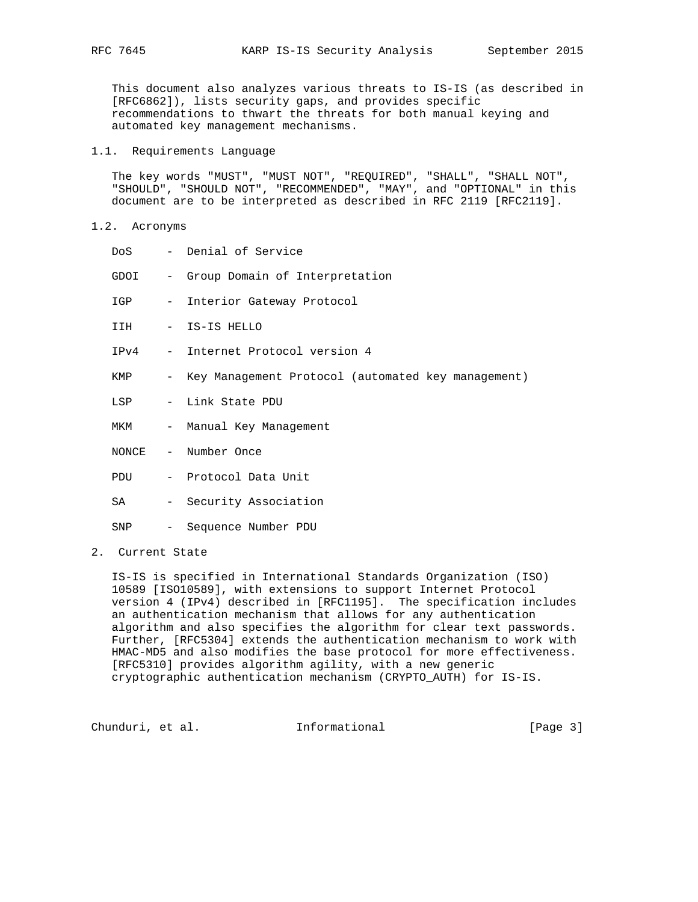This document also analyzes various threats to IS-IS (as described in [RFC6862]), lists security gaps, and provides specific recommendations to thwart the threats for both manual keying and automated key management mechanisms.

### 1.1. Requirements Language

The key words "MUST", "MUST NOT", "REQUIRED", "SHALL", "SHALL NOT", "SHOULD", "SHOULD NOT", "RECOMMENDED", "MAY", and "OPTIONAL" in this document are to be interpreted as described in RFC 2119 [RFC2119].

### 1.2. Acronyms

- DoS - Denial of Service
- GDOI - Group Domain of Interpretation
- IGP - Interior Gateway Protocol
- IIH - IS-IS HELLO
- IPv4 - Internet Protocol version 4
- KMP - Key Management Protocol (automated key management)
- LSP - Link State PDU
- MKM - Manual Key Management
- NONCE - Number Once
- PDU - Protocol Data Unit
- SA - Security Association
- SNP - Sequence Number PDU

## 2. Current State

IS-IS is specified in International Standards Organization (ISO) 10589 [ISO10589], with extensions to support Internet Protocol version 4 (IPv4) described in [RFC1195]. The specification includes an authentication mechanism that allows for any authentication algorithm and also specifies the algorithm for clear text passwords. Further, [RFC5304] extends the authentication mechanism to work with HMAC-MD5 and also modifies the base protocol for more effectiveness. [RFC5310] provides algorithm agility, with a new generic cryptographic authentication mechanism (CRYPTO_AUTH) for IS-IS.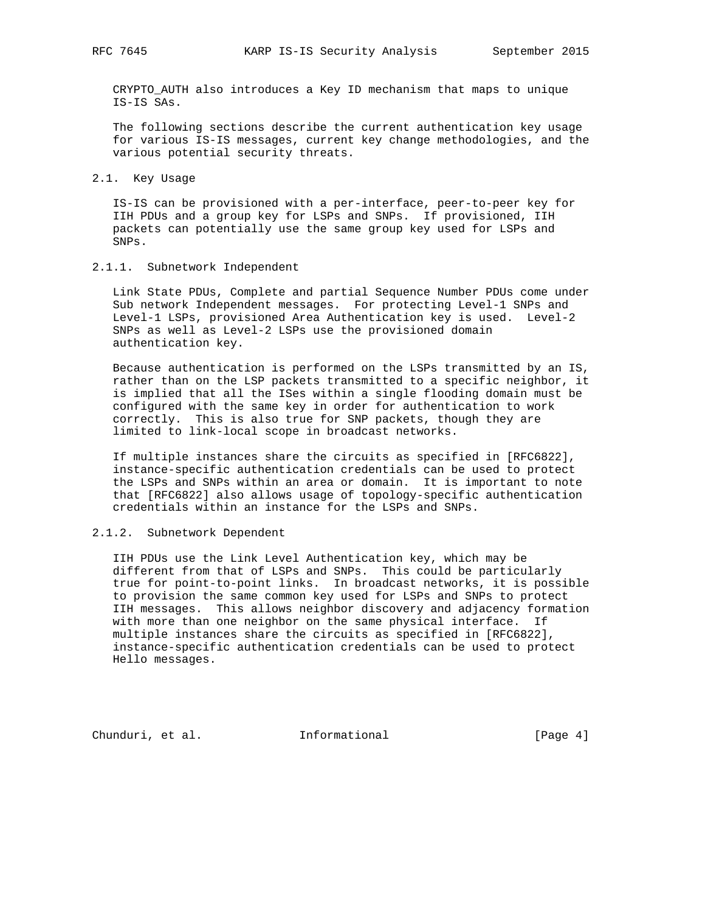CRYPTO_AUTH also introduces a Key ID mechanism that maps to unique IS-IS SAs.

The following sections describe the current authentication key usage for various IS-IS messages, current key change methodologies, and the various potential security threats.

### 2.1. Key Usage

IS-IS can be provisioned with a per-interface, peer-to-peer key for IIH PDUs and a group key for LSPs and SNPs. If provisioned, IIH packets can potentially use the same group key used for LSPs and SNPs.

#### 2.1.1. Subnetwork Independent

Link State PDUs, Complete and partial Sequence Number PDUs come under Sub network Independent messages. For protecting Level-1 SNPs and Level-1 LSPs, provisioned Area Authentication key is used. Level-2 SNPs as well as Level-2 LSPs use the provisioned domain authentication key.

Because authentication is performed on the LSPs transmitted by an IS, rather than on the LSP packets transmitted to a specific neighbor, it is implied that all the ISes within a single flooding domain must be configured with the same key in order for authentication to work correctly. This is also true for SNP packets, though they are limited to link-local scope in broadcast networks.

If multiple instances share the circuits as specified in [RFC6822], instance-specific authentication credentials can be used to protect the LSPs and SNPs within an area or domain. It is important to note that [RFC6822] also allows usage of topology-specific authentication credentials within an instance for the LSPs and SNPs.

#### 2.1.2. Subnetwork Dependent

IIH PDUs use the Link Level Authentication key, which may be different from that of LSPs and SNPs. This could be particularly true for point-to-point links. In broadcast networks, it is possible to provision the same common key used for LSPs and SNPs to protect IIH messages. This allows neighbor discovery and adjacency formation with more than one neighbor on the same physical interface. If multiple instances share the circuits as specified in [RFC6822], instance-specific authentication credentials can be used to protect Hello messages.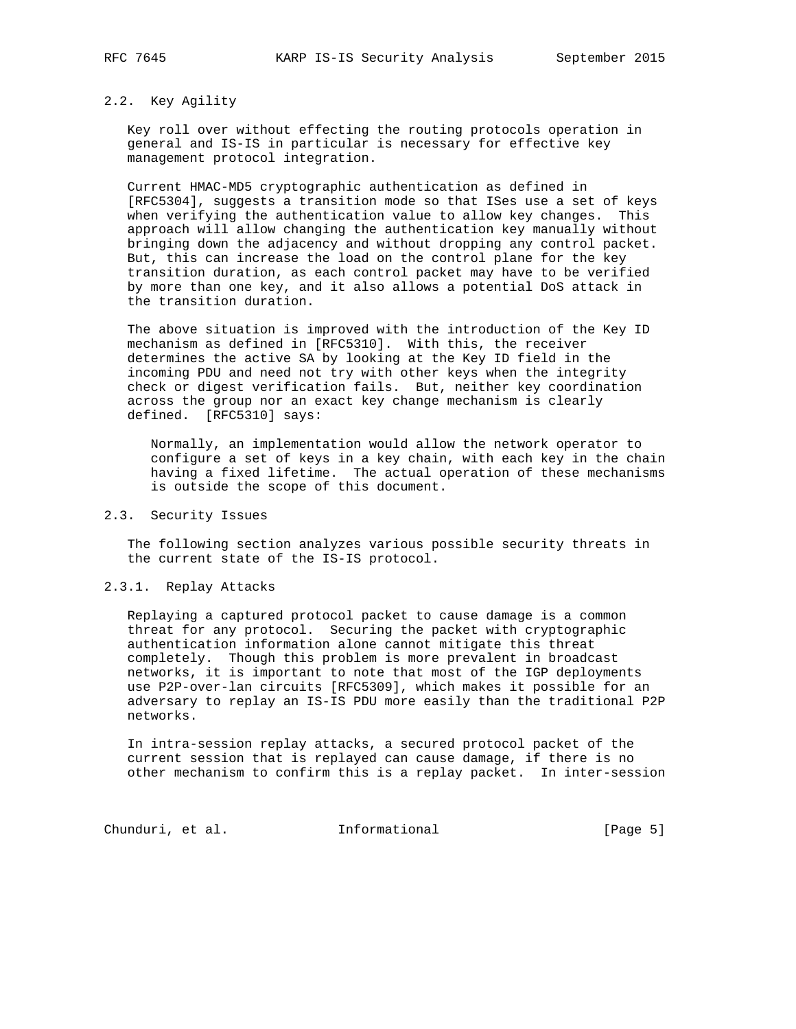## 2.2. Key Agility

Key roll over without effecting the routing protocols operation in general and IS-IS in particular is necessary for effective key management protocol integration.

Current HMAC-MD5 cryptographic authentication as defined in [RFC5304], suggests a transition mode so that ISes use a set of keys when verifying the authentication value to allow key changes. This approach will allow changing the authentication key manually without bringing down the adjacency and without dropping any control packet. But, this can increase the load on the control plane for the key transition duration, as each control packet may have to be verified by more than one key, and it also allows a potential DoS attack in the transition duration.

The above situation is improved with the introduction of the Key ID mechanism as defined in [RFC5310]. With this, the receiver determines the active SA by looking at the Key ID field in the incoming PDU and need not try with other keys when the integrity check or digest verification fails. But, neither key coordination across the group nor an exact key change mechanism is clearly defined. [RFC5310] says:

> Normally, an implementation would allow the network operator to configure a set of keys in a key chain, with each key in the chain having a fixed lifetime. The actual operation of these mechanisms is outside the scope of this document.

## 2.3. Security Issues

The following section analyzes various possible security threats in the current state of the IS-IS protocol.

### 2.3.1. Replay Attacks

Replaying a captured protocol packet to cause damage is a common threat for any protocol. Securing the packet with cryptographic authentication information alone cannot mitigate this threat completely. Though this problem is more prevalent in broadcast networks, it is important to note that most of the IGP deployments use P2P-over-lan circuits [RFC5309], which makes it possible for an adversary to replay an IS-IS PDU more easily than the traditional P2P networks.

In intra-session replay attacks, a secured protocol packet of the current session that is replayed can cause damage, if there is no other mechanism to confirm this is a replay packet. In inter-session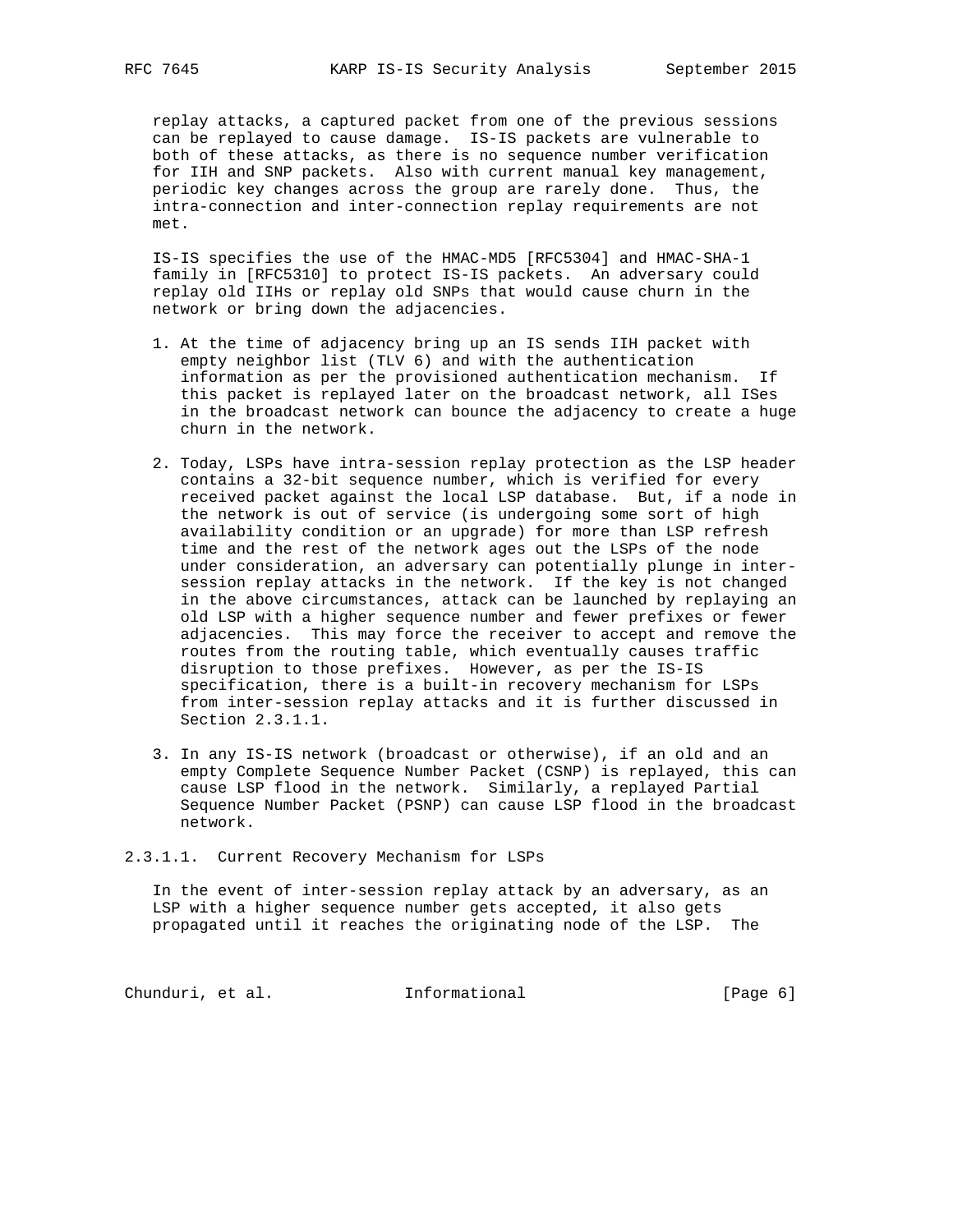replay attacks, a captured packet from one of the previous sessions can be replayed to cause damage. IS-IS packets are vulnerable to both of these attacks, as there is no sequence number verification for IIH and SNP packets. Also with current manual key management, periodic key changes across the group are rarely done. Thus, the intra-connection and inter-connection replay requirements are not met.

IS-IS specifies the use of the HMAC-MD5 [RFC5304] and HMAC-SHA-1 family in [RFC5310] to protect IS-IS packets. An adversary could replay old IIHs or replay old SNPs that would cause churn in the network or bring down the adjacencies.

1. At the time of adjacency bring up an IS sends IIH packet with empty neighbor list (TLV 6) and with the authentication information as per the provisioned authentication mechanism. If this packet is replayed later on the broadcast network, all ISes in the broadcast network can bounce the adjacency to create a huge churn in the network.

2. Today, LSPs have intra-session replay protection as the LSP header contains a 32-bit sequence number, which is verified for every received packet against the local LSP database. But, if a node in the network is out of service (is undergoing some sort of high availability condition or an upgrade) for more than LSP refresh time and the rest of the network ages out the LSPs of the node under consideration, an adversary can potentially plunge in inter-session replay attacks in the network. If the key is not changed in the above circumstances, attack can be launched by replaying an old LSP with a higher sequence number and fewer prefixes or fewer adjacencies. This may force the receiver to accept and remove the routes from the routing table, which eventually causes traffic disruption to those prefixes. However, as per the IS-IS specification, there is a built-in recovery mechanism for LSPs from inter-session replay attacks and it is further discussed in Section 2.3.1.1.

3. In any IS-IS network (broadcast or otherwise), if an old and an empty Complete Sequence Number Packet (CSNP) is replayed, this can cause LSP flood in the network. Similarly, a replayed Partial Sequence Number Packet (PSNP) can cause LSP flood in the broadcast network.

#### 2.3.1.1. Current Recovery Mechanism for LSPs

In the event of inter-session replay attack by an adversary, as an LSP with a higher sequence number gets accepted, it also gets propagated until it reaches the originating node of the LSP. The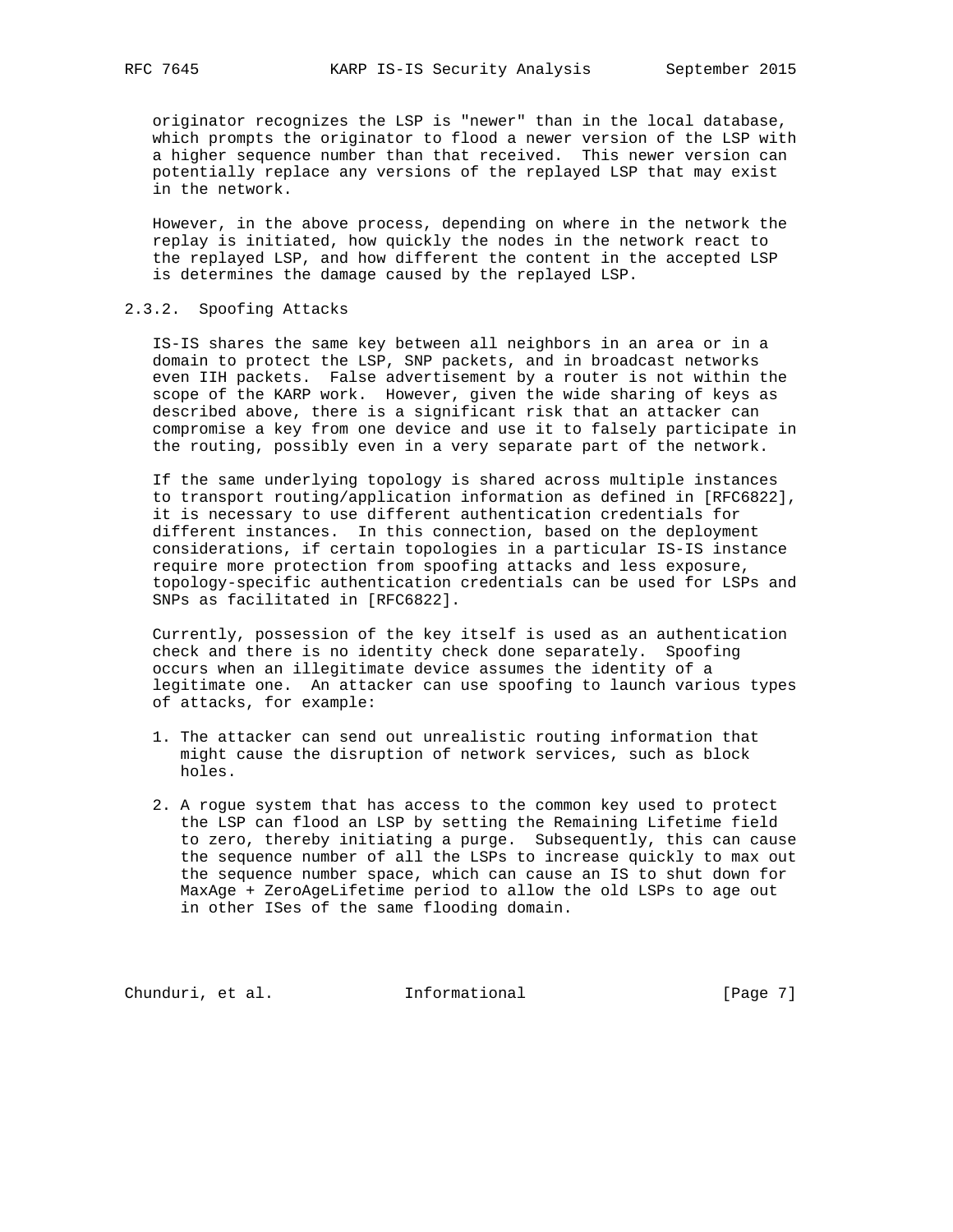originator recognizes the LSP is "newer" than in the local database, which prompts the originator to flood a newer version of the LSP with a higher sequence number than that received. This newer version can potentially replace any versions of the replayed LSP that may exist in the network.

However, in the above process, depending on where in the network the replay is initiated, how quickly the nodes in the network react to the replayed LSP, and how different the content in the accepted LSP is determines the damage caused by the replayed LSP.

### 2.3.2. Spoofing Attacks

IS-IS shares the same key between all neighbors in an area or in a domain to protect the LSP, SNP packets, and in broadcast networks even IIH packets. False advertisement by a router is not within the scope of the KARP work. However, given the wide sharing of keys as described above, there is a significant risk that an attacker can compromise a key from one device and use it to falsely participate in the routing, possibly even in a very separate part of the network.

If the same underlying topology is shared across multiple instances to transport routing/application information as defined in [RFC6822], it is necessary to use different authentication credentials for different instances. In this connection, based on the deployment considerations, if certain topologies in a particular IS-IS instance require more protection from spoofing attacks and less exposure, topology-specific authentication credentials can be used for LSPs and SNPs as facilitated in [RFC6822].

Currently, possession of the key itself is used as an authentication check and there is no identity check done separately. Spoofing occurs when an illegitimate device assumes the identity of a legitimate one. An attacker can use spoofing to launch various types of attacks, for example:

1. The attacker can send out unrealistic routing information that might cause the disruption of network services, such as block holes.

2. A rogue system that has access to the common key used to protect the LSP can flood an LSP by setting the Remaining Lifetime field to zero, thereby initiating a purge. Subsequently, this can cause the sequence number of all the LSPs to increase quickly to max out the sequence number space, which can cause an IS to shut down for MaxAge + ZeroAgeLifetime period to allow the old LSPs to age out in other ISes of the same flooding domain.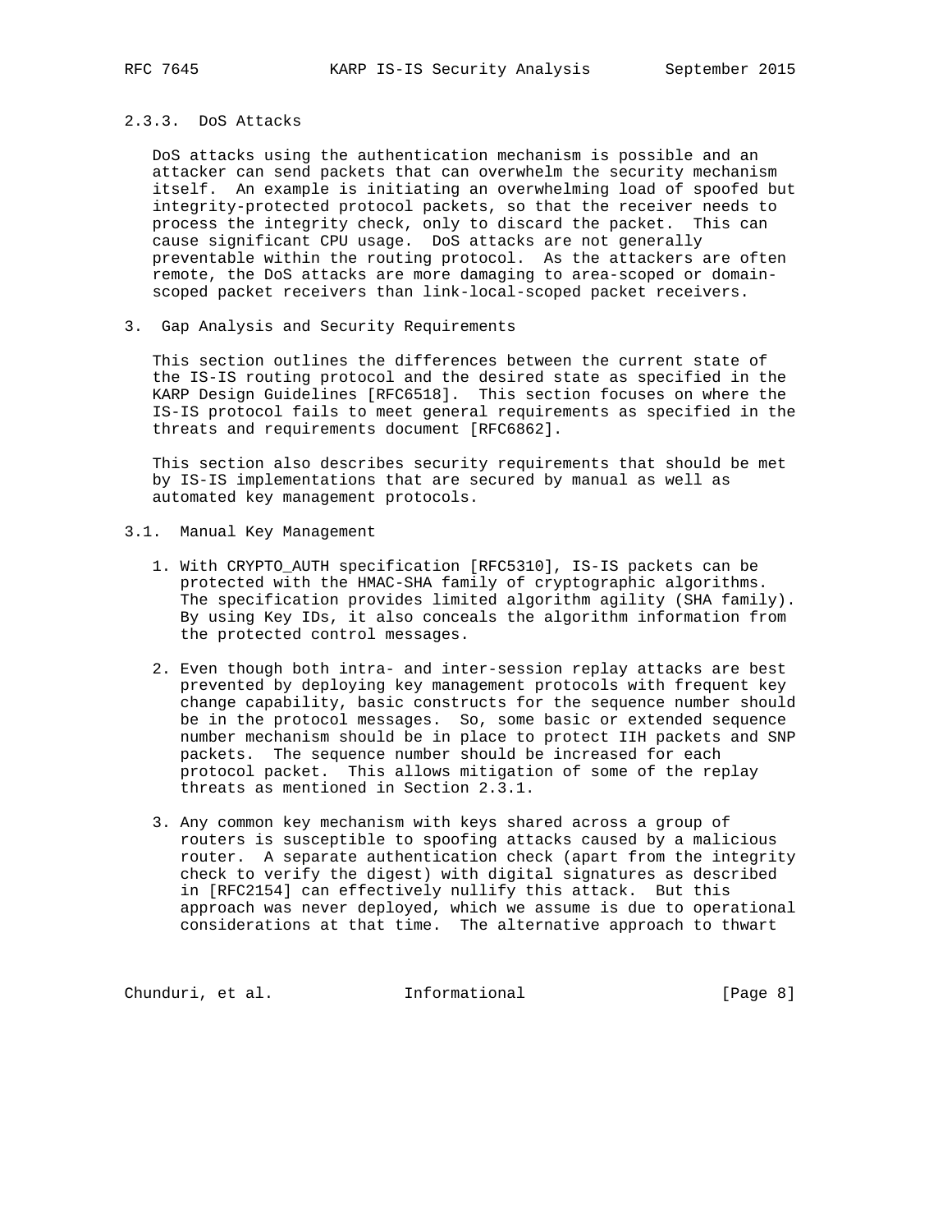### 2.3.3. DoS Attacks

DoS attacks using the authentication mechanism is possible and an attacker can send packets that can overwhelm the security mechanism itself. An example is initiating an overwhelming load of spoofed but integrity-protected protocol packets, so that the receiver needs to process the integrity check, only to discard the packet. This can cause significant CPU usage. DoS attacks are not generally preventable within the routing protocol. As the attackers are often remote, the DoS attacks are more damaging to area-scoped or domain-scoped packet receivers than link-local-scoped packet receivers.

## 3. Gap Analysis and Security Requirements

This section outlines the differences between the current state of the IS-IS routing protocol and the desired state as specified in the KARP Design Guidelines [RFC6518]. This section focuses on where the IS-IS protocol fails to meet general requirements as specified in the threats and requirements document [RFC6862].

This section also describes security requirements that should be met by IS-IS implementations that are secured by manual as well as automated key management protocols.

### 3.1. Manual Key Management

1. With CRYPTO_AUTH specification [RFC5310], IS-IS packets can be protected with the HMAC-SHA family of cryptographic algorithms. The specification provides limited algorithm agility (SHA family). By using Key IDs, it also conceals the algorithm information from the protected control messages.

2. Even though both intra- and inter-session replay attacks are best prevented by deploying key management protocols with frequent key change capability, basic constructs for the sequence number should be in the protocol messages. So, some basic or extended sequence number mechanism should be in place to protect IIH packets and SNP packets. The sequence number should be increased for each protocol packet. This allows mitigation of some of the replay threats as mentioned in Section 2.3.1.

3. Any common key mechanism with keys shared across a group of routers is susceptible to spoofing attacks caused by a malicious router. A separate authentication check (apart from the integrity check to verify the digest) with digital signatures as described in [RFC2154] can effectively nullify this attack. But this approach was never deployed, which we assume is due to operational considerations at that time. The alternative approach to thwart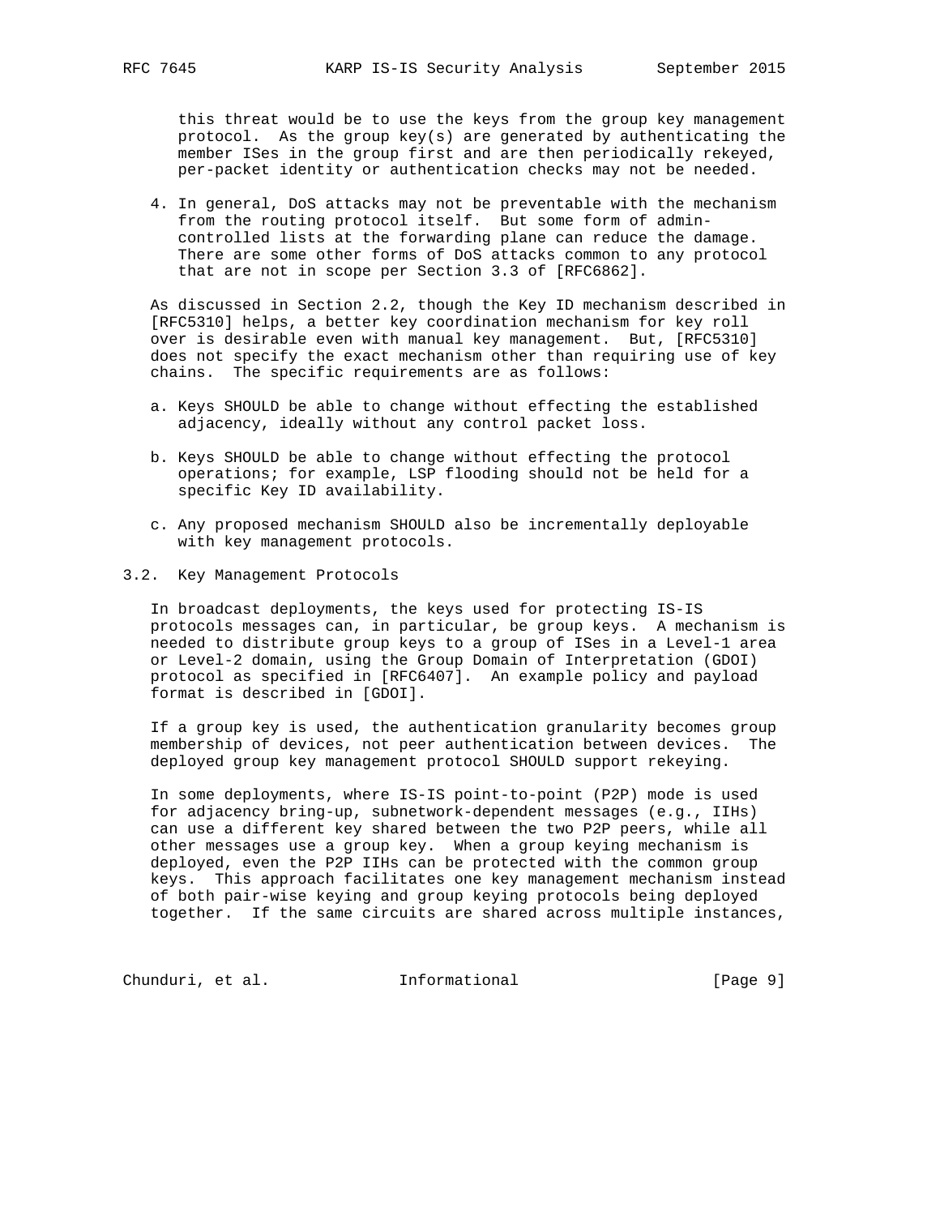this threat would be to use the keys from the group key management protocol. As the group key(s) are generated by authenticating the member ISes in the group first and are then periodically rekeyed, per-packet identity or authentication checks may not be needed.

4. In general, DoS attacks may not be preventable with the mechanism from the routing protocol itself. But some form of admin-controlled lists at the forwarding plane can reduce the damage. There are some other forms of DoS attacks common to any protocol that are not in scope per Section 3.3 of [RFC6862].

As discussed in Section 2.2, though the Key ID mechanism described in [RFC5310] helps, a better key coordination mechanism for key roll over is desirable even with manual key management. But, [RFC5310] does not specify the exact mechanism other than requiring use of key chains. The specific requirements are as follows:

a. Keys SHOULD be able to change without effecting the established adjacency, ideally without any control packet loss.

b. Keys SHOULD be able to change without effecting the protocol operations; for example, LSP flooding should not be held for a specific Key ID availability.

c. Any proposed mechanism SHOULD also be incrementally deployable with key management protocols.

## 3.2. Key Management Protocols

In broadcast deployments, the keys used for protecting IS-IS protocols messages can, in particular, be group keys. A mechanism is needed to distribute group keys to a group of ISes in a Level-1 area or Level-2 domain, using the Group Domain of Interpretation (GDOI) protocol as specified in [RFC6407]. An example policy and payload format is described in [GDOI].

If a group key is used, the authentication granularity becomes group membership of devices, not peer authentication between devices. The deployed group key management protocol SHOULD support rekeying.

In some deployments, where IS-IS point-to-point (P2P) mode is used for adjacency bring-up, subnetwork-dependent messages (e.g., IIHs) can use a different key shared between the two P2P peers, while all other messages use a group key. When a group keying mechanism is deployed, even the P2P IIHs can be protected with the common group keys. This approach facilitates one key management mechanism instead of both pair-wise keying and group keying protocols being deployed together. If the same circuits are shared across multiple instances,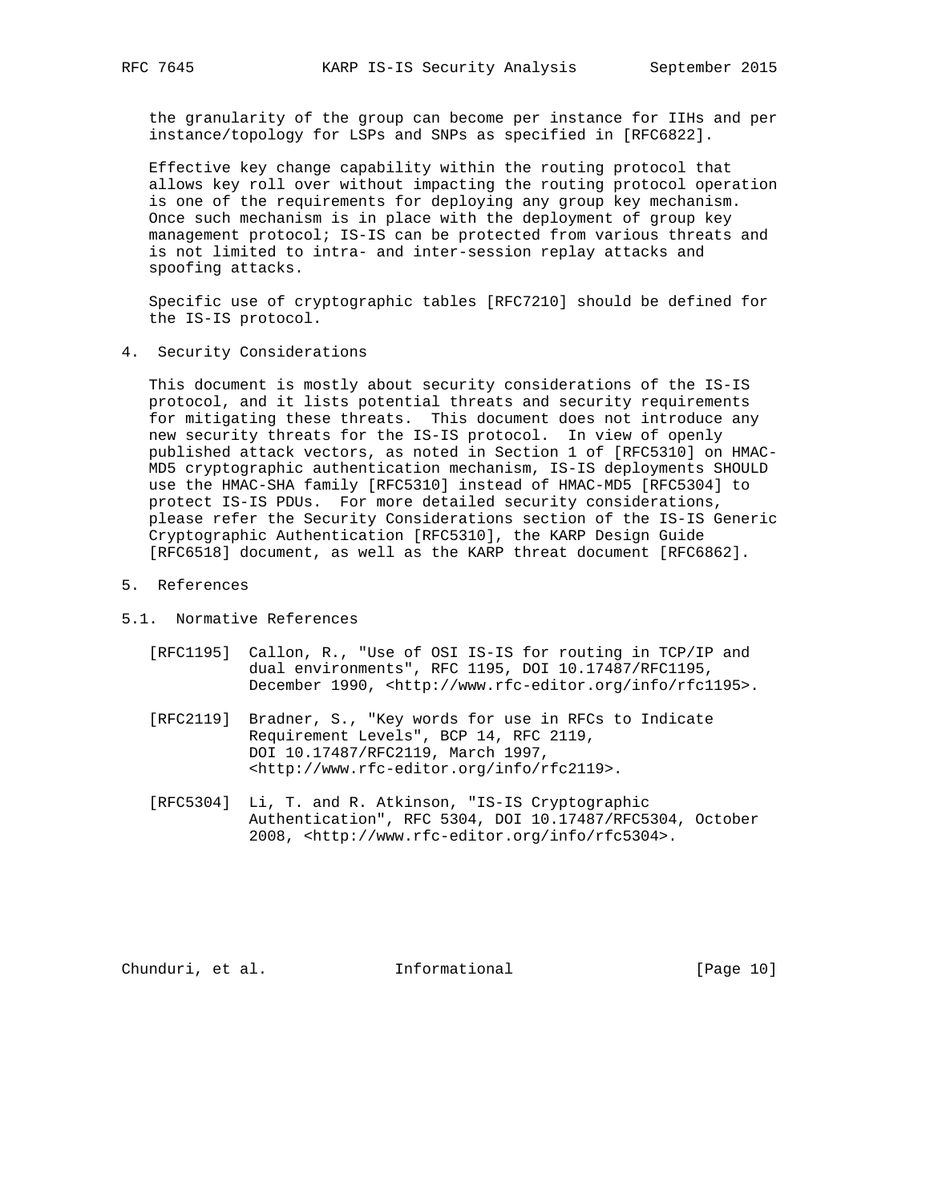the granularity of the group can become per instance for IIHs and per instance/topology for LSPs and SNPs as specified in [RFC6822].

Effective key change capability within the routing protocol that allows key roll over without impacting the routing protocol operation is one of the requirements for deploying any group key mechanism. Once such mechanism is in place with the deployment of group key management protocol; IS-IS can be protected from various threats and is not limited to intra- and inter-session replay attacks and spoofing attacks.

Specific use of cryptographic tables [RFC7210] should be defined for the IS-IS protocol.

## 4. Security Considerations

This document is mostly about security considerations of the IS-IS protocol, and it lists potential threats and security requirements for mitigating these threats. This document does not introduce any new security threats for the IS-IS protocol. In view of openly published attack vectors, as noted in Section 1 of [RFC5310] on HMAC-MD5 cryptographic authentication mechanism, IS-IS deployments SHOULD use the HMAC-SHA family [RFC5310] instead of HMAC-MD5 [RFC5304] to protect IS-IS PDUs. For more detailed security considerations, please refer the Security Considerations section of the IS-IS Generic Cryptographic Authentication [RFC5310], the KARP Design Guide [RFC6518] document, as well as the KARP threat document [RFC6862].

## 5. References

### 5.1. Normative References

[RFC1195] Callon, R., "Use of OSI IS-IS for routing in TCP/IP and dual environments", RFC 1195, DOI 10.17487/RFC1195, December 1990, <http://www.rfc-editor.org/info/rfc1195>.

[RFC2119] Bradner, S., "Key words for use in RFCs to Indicate Requirement Levels", BCP 14, RFC 2119, DOI 10.17487/RFC2119, March 1997, <http://www.rfc-editor.org/info/rfc2119>.

[RFC5304] Li, T. and R. Atkinson, "IS-IS Cryptographic Authentication", RFC 5304, DOI 10.17487/RFC5304, October 2008, <http://www.rfc-editor.org/info/rfc5304>.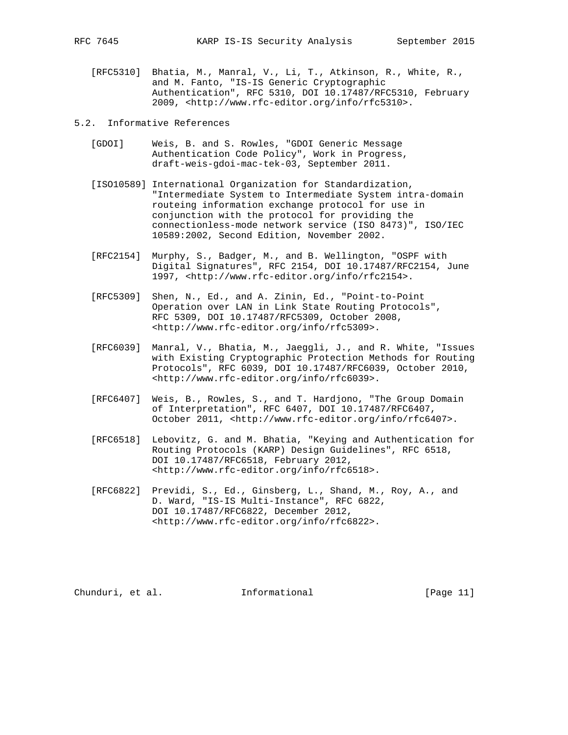[RFC5310] Bhatia, M., Manral, V., Li, T., Atkinson, R., White, R., and M. Fanto, "IS-IS Generic Cryptographic Authentication", RFC 5310, DOI 10.17487/RFC5310, February 2009, <http://www.rfc-editor.org/info/rfc5310>.

## 5.2. Informative References

[GDOI] Weis, B. and S. Rowles, "GDOI Generic Message Authentication Code Policy", Work in Progress, draft-weis-gdoi-mac-tek-03, September 2011.

[ISO10589] International Organization for Standardization, "Intermediate System to Intermediate System intra-domain routeing information exchange protocol for use in conjunction with the protocol for providing the connectionless-mode network service (ISO 8473)", ISO/IEC 10589:2002, Second Edition, November 2002.

[RFC2154] Murphy, S., Badger, M., and B. Wellington, "OSPF with Digital Signatures", RFC 2154, DOI 10.17487/RFC2154, June 1997, <http://www.rfc-editor.org/info/rfc2154>.

[RFC5309] Shen, N., Ed., and A. Zinin, Ed., "Point-to-Point Operation over LAN in Link State Routing Protocols", RFC 5309, DOI 10.17487/RFC5309, October 2008, <http://www.rfc-editor.org/info/rfc5309>.

[RFC6039] Manral, V., Bhatia, M., Jaeggli, J., and R. White, "Issues with Existing Cryptographic Protection Methods for Routing Protocols", RFC 6039, DOI 10.17487/RFC6039, October 2010, <http://www.rfc-editor.org/info/rfc6039>.

[RFC6407] Weis, B., Rowles, S., and T. Hardjono, "The Group Domain of Interpretation", RFC 6407, DOI 10.17487/RFC6407, October 2011, <http://www.rfc-editor.org/info/rfc6407>.

[RFC6518] Lebovitz, G. and M. Bhatia, "Keying and Authentication for Routing Protocols (KARP) Design Guidelines", RFC 6518, DOI 10.17487/RFC6518, February 2012, <http://www.rfc-editor.org/info/rfc6518>.

[RFC6822] Previdi, S., Ed., Ginsberg, L., Shand, M., Roy, A., and D. Ward, "IS-IS Multi-Instance", RFC 6822, DOI 10.17487/RFC6822, December 2012, <http://www.rfc-editor.org/info/rfc6822>.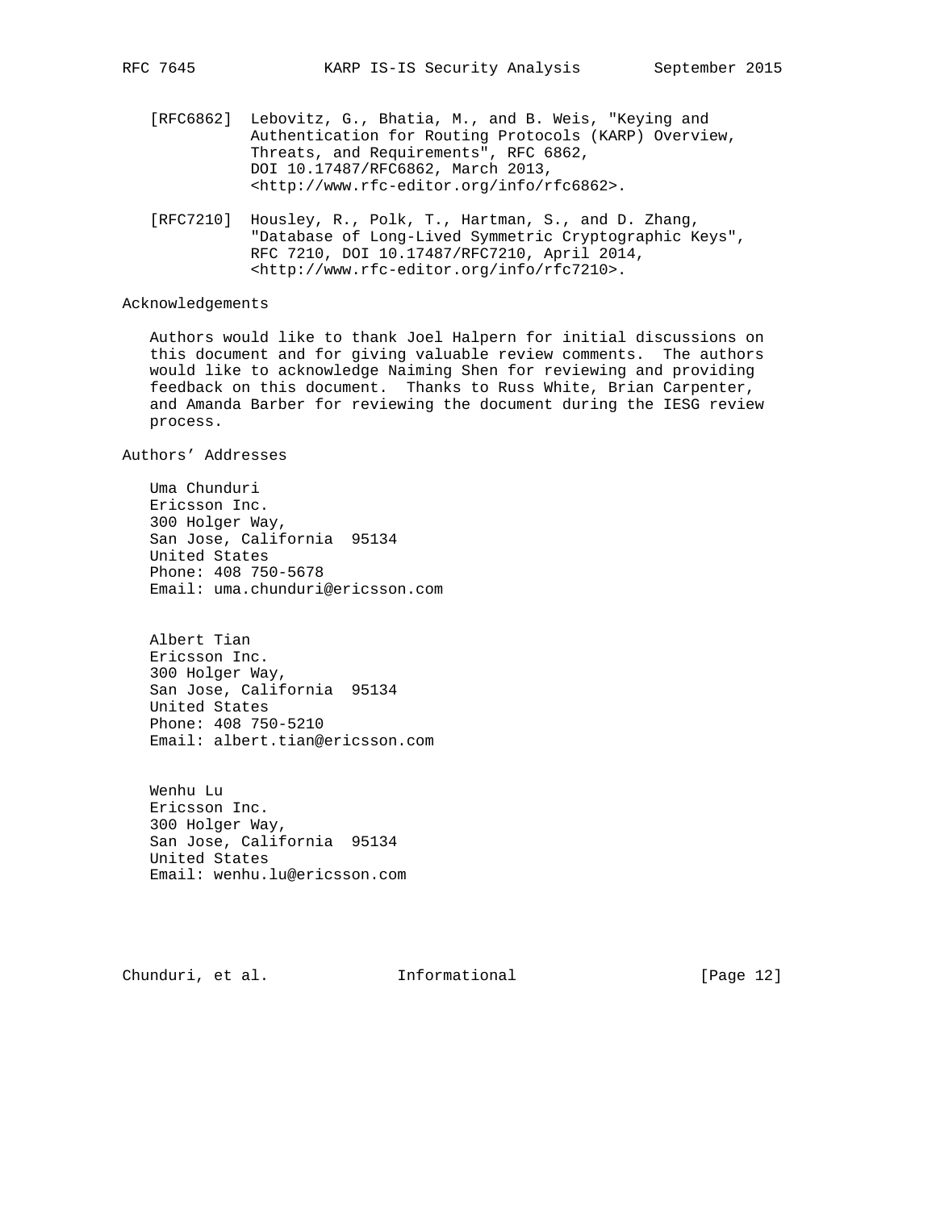[RFC6862] Lebovitz, G., Bhatia, M., and B. Weis, "Keying and Authentication for Routing Protocols (KARP) Overview, Threats, and Requirements", RFC 6862, DOI 10.17487/RFC6862, March 2013, <http://www.rfc-editor.org/info/rfc6862>.

[RFC7210] Housley, R., Polk, T., Hartman, S., and D. Zhang, "Database of Long-Lived Symmetric Cryptographic Keys", RFC 7210, DOI 10.17487/RFC7210, April 2014, <http://www.rfc-editor.org/info/rfc7210>.

## Acknowledgements

Authors would like to thank Joel Halpern for initial discussions on this document and for giving valuable review comments. The authors would like to acknowledge Naiming Shen for reviewing and providing feedback on this document. Thanks to Russ White, Brian Carpenter, and Amanda Barber for reviewing the document during the IESG review process.

## Authors' Addresses

Uma Chunduri
Ericsson Inc.
300 Holger Way,
San Jose, California 95134
United States
Phone: 408 750-5678
Email: uma.chunduri@ericsson.com

Albert Tian
Ericsson Inc.
300 Holger Way,
San Jose, California 95134
United States
Phone: 408 750-5210
Email: albert.tian@ericsson.com

Wenhu Lu
Ericsson Inc.
300 Holger Way,
San Jose, California 95134
United States
Email: wenhu.lu@ericsson.com